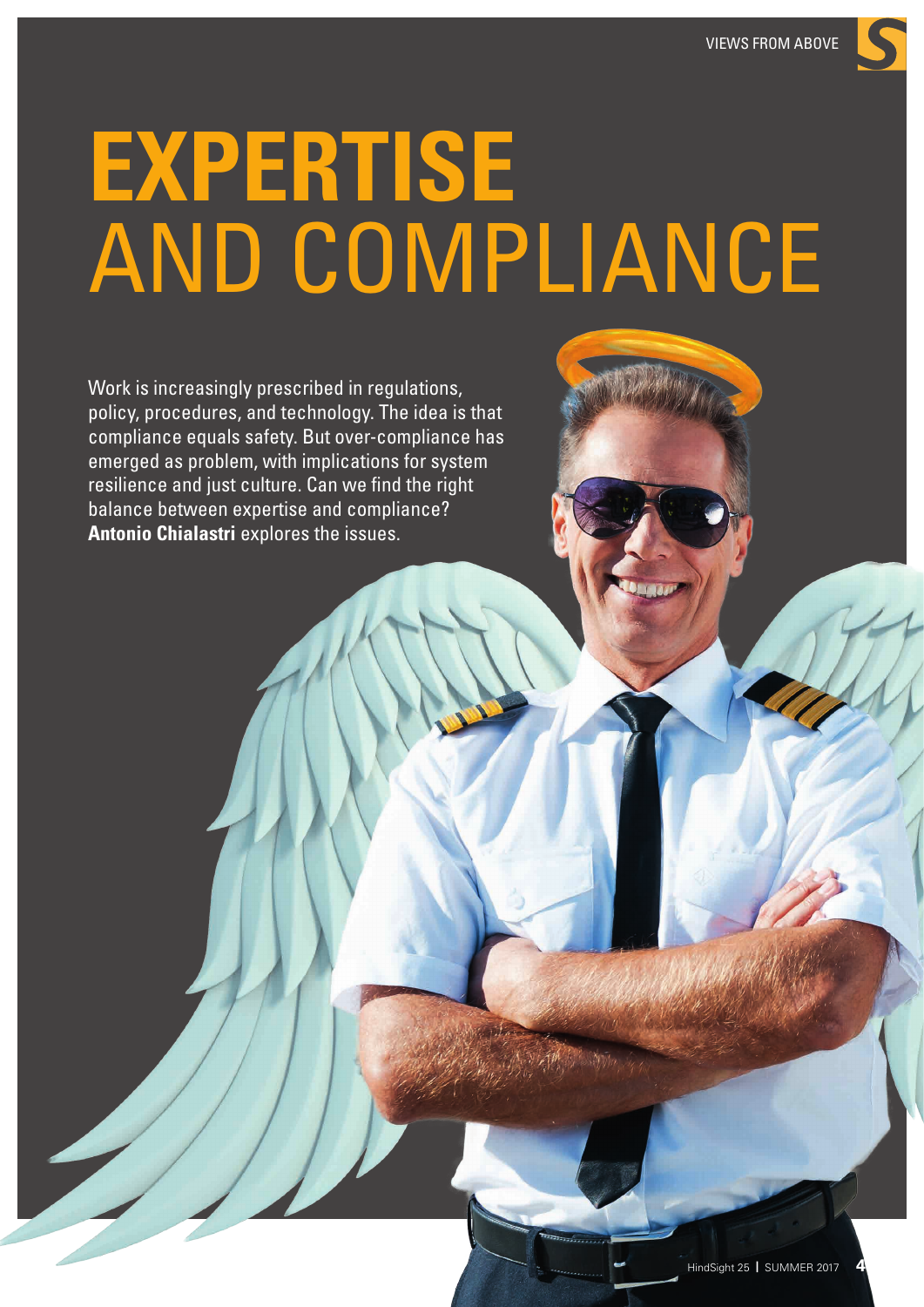# EXPERTISE AND COMPLIANCE

Work is increasingly prescribed in regulations, policy, procedures, and technology. The idea is that compliance equals safety. But over-compliance has emerged as problem, with implications for system resilience and just culture. Can we find the right balance between expertise and compliance? **Antonio Chialastri** explores the issues.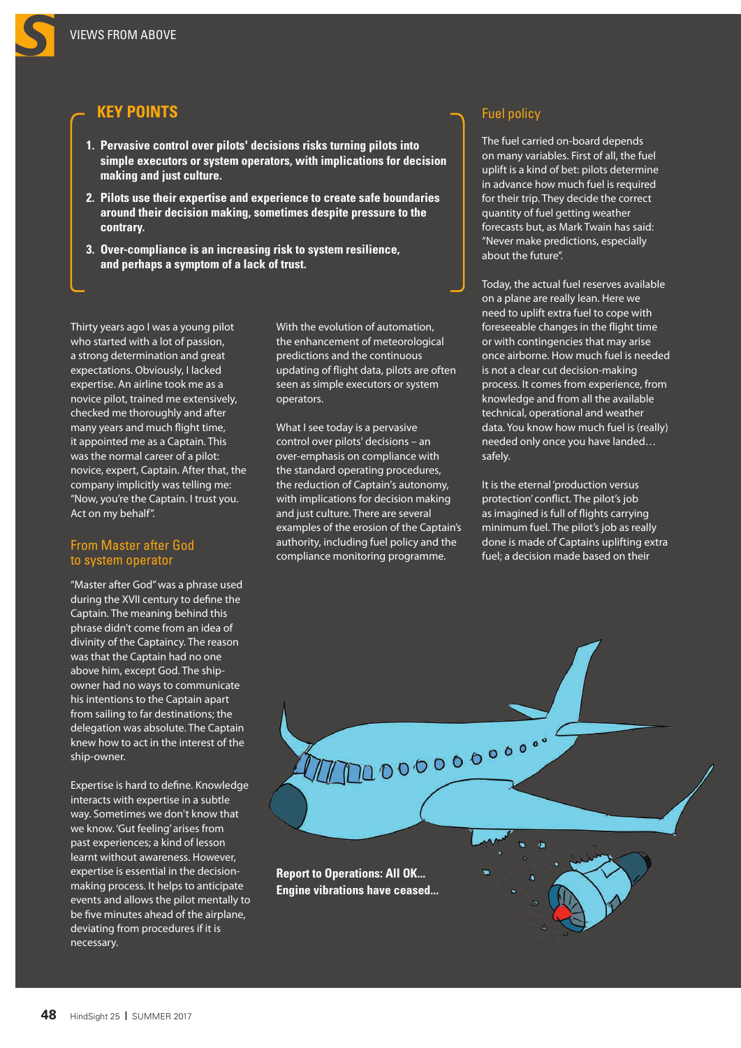## KEY POINTS

1. **Pervasive control over pilots' decisions risks turning pilots into simple executors or system operators, with implications for decision making and just culture.**
2. **Pilots use their expertise and experience to create safe boundaries around their decision making, sometimes despite pressure to the contrary.**
3. **Over-compliance is an increasing risk to system resilience, and perhaps a symptom of a lack of trust.**

Thirty years ago I was a young pilot who started with a lot of passion, a strong determination and great expectations. Obviously, I lacked expertise. An airline took me as a novice pilot, trained me extensively, checked me thoroughly and after many years and much flight time, it appointed me as a Captain. This was the normal career of a pilot: novice, expert, Captain. After that, the company implicitly was telling me: "Now, you're the Captain. I trust you. Act on my behalf".

### From Master after God to system operator

"Master after God" was a phrase used during the XVII century to define the Captain. The meaning behind this phrase didn't come from an idea of divinity of the Captaincy. The reason was that the Captain had no one above him, except God. The ship-owner had no ways to communicate his intentions to the Captain apart from sailing to far destinations; the delegation was absolute. The Captain knew how to act in the interest of the ship-owner.

Expertise is hard to define. Knowledge interacts with expertise in a subtle way. Sometimes we don't know that we know. 'Gut feeling' arises from past experiences; a kind of lesson learnt without awareness. However, expertise is essential in the decision-making process. It helps to anticipate events and allows the pilot mentally to be five minutes ahead of the airplane, deviating from procedures if it is necessary.

With the evolution of automation, the enhancement of meteorological predictions and the continuous updating of flight data, pilots are often seen as simple executors or system operators.

What I see today is a pervasive control over pilots' decisions – an over-emphasis on compliance with the standard operating procedures, the reduction of Captain's autonomy, with implications for decision making and just culture. There are several examples of the erosion of the Captain's authority, including fuel policy and the compliance monitoring programme.

### Fuel policy

The fuel carried on-board depends on many variables. First of all, the fuel uplift is a kind of bet: pilots determine in advance how much fuel is required for their trip. They decide the correct quantity of fuel getting weather forecasts but, as Mark Twain has said: "Never make predictions, especially about the future".

Today, the actual fuel reserves available on a plane are really lean. Here we need to uplift extra fuel to cope with foreseeable changes in the flight time or with contingencies that may arise once airborne. How much fuel is needed is not a clear cut decision-making process. It comes from experience, from knowledge and from all the available technical, operational and weather data. You know how much fuel is (really) needed only once you have landed… safely.

It is the eternal 'production versus protection' conflict. The pilot's job as imagined is full of flights carrying minimum fuel. The pilot's job as really done is made of Captains uplifting extra fuel; a decision made based on their

**Report to Operations: All OK... Engine vibrations have ceased...**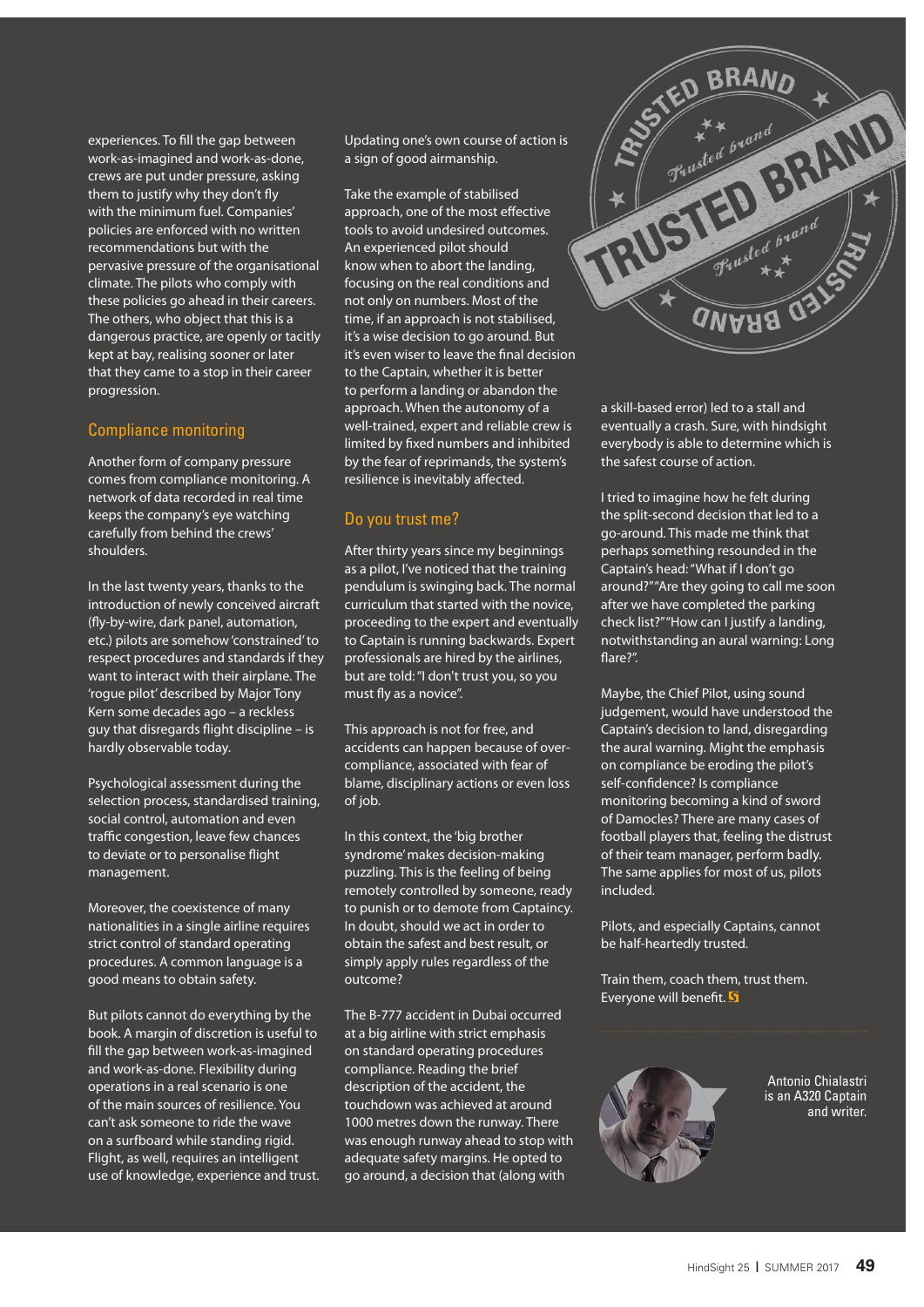experiences. To fill the gap between work-as-imagined and work-as-done, crews are put under pressure, asking them to justify why they don't fly with the minimum fuel. Companies' policies are enforced with no written recommendations but with the pervasive pressure of the organisational climate. The pilots who comply with these policies go ahead in their careers. The others, who object that this is a dangerous practice, are openly or tacitly kept at bay, realising sooner or later that they came to a stop in their career progression.

## Compliance monitoring

Another form of company pressure comes from compliance monitoring. A network of data recorded in real time keeps the company's eye watching carefully from behind the crews' shoulders.

In the last twenty years, thanks to the introduction of newly conceived aircraft (fly-by-wire, dark panel, automation, etc.) pilots are somehow 'constrained' to respect procedures and standards if they want to interact with their airplane. The 'rogue pilot' described by Major Tony Kern some decades ago – a reckless guy that disregards flight discipline – is hardly observable today.

Psychological assessment during the selection process, standardised training, social control, automation and even traffic congestion, leave few chances to deviate or to personalise flight management.

Moreover, the coexistence of many nationalities in a single airline requires strict control of standard operating procedures. A common language is a good means to obtain safety.

But pilots cannot do everything by the book. A margin of discretion is useful to fill the gap between work-as-imagined and work-as-done. Flexibility during operations in a real scenario is one of the main sources of resilience. You can't ask someone to ride the wave on a surfboard while standing rigid. Flight, as well, requires an intelligent use of knowledge, experience and trust. Updating one's own course of action is a sign of good airmanship.

Take the example of stabilised approach, one of the most effective tools to avoid undesired outcomes. An experienced pilot should know when to abort the landing, focusing on the real conditions and not only on numbers. Most of the time, if an approach is not stabilised, it's a wise decision to go around. But it's even wiser to leave the final decision to the Captain, whether it is better to perform a landing or abandon the approach. When the autonomy of a well-trained, expert and reliable crew is limited by fixed numbers and inhibited by the fear of reprimands, the system's resilience is inevitably affected.

## Do you trust me?

After thirty years since my beginnings as a pilot, I've noticed that the training pendulum is swinging back. The normal curriculum that started with the novice, proceeding to the expert and eventually to Captain is running backwards. Expert professionals are hired by the airlines, but are told: "I don't trust you, so you must fly as a novice".

This approach is not for free, and accidents can happen because of over-compliance, associated with fear of blame, disciplinary actions or even loss of job.

In this context, the 'big brother syndrome' makes decision-making puzzling. This is the feeling of being remotely controlled by someone, ready to punish or to demote from Captaincy. In doubt, should we act in order to obtain the safest and best result, or simply apply rules regardless of the outcome?

The B-777 accident in Dubai occurred at a big airline with strict emphasis on standard operating procedures compliance. Reading the brief description of the accident, the touchdown was achieved at around 1000 metres down the runway. There was enough runway ahead to stop with adequate safety margins. He opted to go around, a decision that (along with a skill-based error) led to a stall and eventually a crash. Sure, with hindsight everybody is able to determine which is the safest course of action.

I tried to imagine how he felt during the split-second decision that led to a go-around. This made me think that perhaps something resounded in the Captain's head: "What if I don't go around?" "Are they going to call me soon after we have completed the parking check list?" "How can I justify a landing, notwithstanding an aural warning: Long flare?".

Maybe, the Chief Pilot, using sound judgement, would have understood the Captain's decision to land, disregarding the aural warning. Might the emphasis on compliance be eroding the pilot's self-confidence? Is compliance monitoring becoming a kind of sword of Damocles? There are many cases of football players that, feeling the distrust of their team manager, perform badly. The same applies for most of us, pilots included.

Pilots, and especially Captains, cannot be half-heartedly trusted.

Train them, coach them, trust them. Everyone will benefit.

Antonio Chialastri is an A320 Captain and writer.